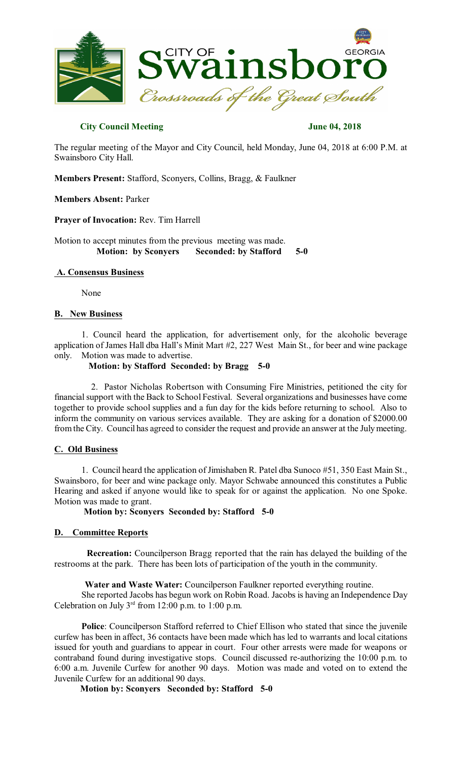**City Council Meeting** **June 04, 2018**

The regular meeting of the Mayor and City Council, held Monday, June 04, 2018 at 6:00 P.M. at Swainsboro City Hall.

**Members Present:** Stafford, Sconyers, Collins, Bragg, & Faulkner

**Members Absent:** Parker

**Prayer of Invocation:** Rev. Tim Harrell

Motion to accept minutes from the previous meeting was made.
**Motion: by Sconyers Seconded: by Stafford 5-0**

**A. Consensus Business**

None

**B. New Business**

1. Council heard the application, for advertisement only, for the alcoholic beverage application of James Hall dba Hall's Minit Mart #2, 227 West Main St., for beer and wine package only. Motion was made to advertise.
**Motion: by Stafford Seconded: by Bragg 5-0**

2. Pastor Nicholas Robertson with Consuming Fire Ministries, petitioned the city for financial support with the Back to School Festival. Several organizations and businesses have come together to provide school supplies and a fun day for the kids before returning to school. Also to inform the community on various services available. They are asking for a donation of $2000.00 from the City. Council has agreed to consider the request and provide an answer at the July meeting.

**C. Old Business**

1. Council heard the application of Jimishaben R. Patel dba Sunoco #51, 350 East Main St., Swainsboro, for beer and wine package only. Mayor Schwabe announced this constitutes a Public Hearing and asked if anyone would like to speak for or against the application. No one Spoke. Motion was made to grant.
**Motion by: Sconyers Seconded by: Stafford 5-0**

**D. Committee Reports**

**Recreation:** Councilperson Bragg reported that the rain has delayed the building of the restrooms at the park. There has been lots of participation of the youth in the community.

**Water and Waste Water:** Councilperson Faulkner reported everything routine.
She reported Jacobs has begun work on Robin Road. Jacobs is having an Independence Day Celebration on July 3rd from 12:00 p.m. to 1:00 p.m.

**Police**: Councilperson Stafford referred to Chief Ellison who stated that since the juvenile curfew has been in affect, 36 contacts have been made which has led to warrants and local citations issued for youth and guardians to appear in court. Four other arrests were made for weapons or contraband found during investigative stops. Council discussed re-authorizing the 10:00 p.m. to 6:00 a.m. Juvenile Curfew for another 90 days. Motion was made and voted on to extend the Juvenile Curfew for an additional 90 days.
**Motion by: Sconyers Seconded by: Stafford 5-0**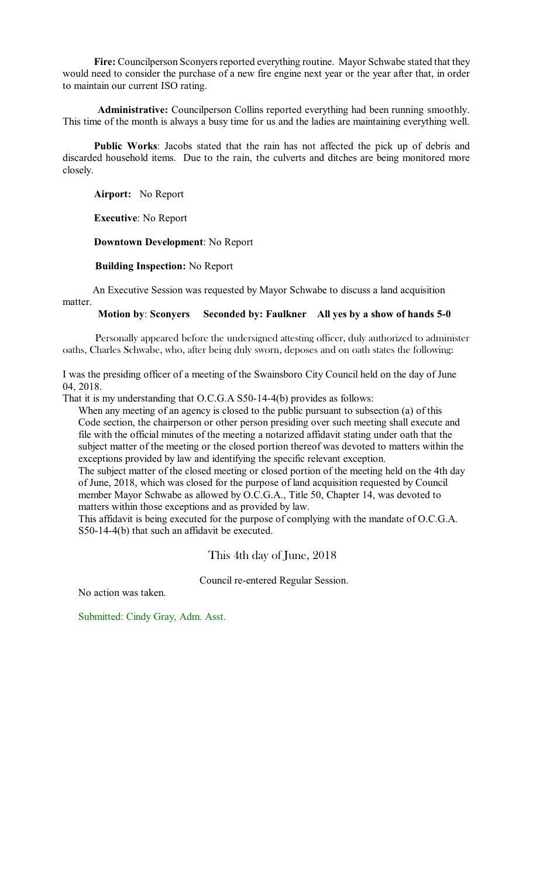**Fire:** Councilperson Sconyers reported everything routine. Mayor Schwabe stated that they would need to consider the purchase of a new fire engine next year or the year after that, in order to maintain our current ISO rating.

**Administrative:** Councilperson Collins reported everything had been running smoothly. This time of the month is always a busy time for us and the ladies are maintaining everything well.

**Public Works**: Jacobs stated that the rain has not affected the pick up of debris and discarded household items. Due to the rain, the culverts and ditches are being monitored more closely.

**Airport:** No Report

**Executive**: No Report

**Downtown Development**: No Report

**Building Inspection:** No Report

An Executive Session was requested by Mayor Schwabe to discuss a land acquisition matter.

**Motion by**: **Sconyers** **Seconded by: Faulkner** **All yes by a show of hands 5-0**

Personally appeared before the undersigned attesting officer, duly authorized to administer oaths, Charles Schwabe, who, after being duly sworn, deposes and on oath states the following:

I was the presiding officer of a meeting of the Swainsboro City Council held on the day of June 04, 2018.

That it is my understanding that O.C.G.A S50-14-4(b) provides as follows:

When any meeting of an agency is closed to the public pursuant to subsection (a) of this Code section, the chairperson or other person presiding over such meeting shall execute and file with the official minutes of the meeting a notarized affidavit stating under oath that the subject matter of the meeting or the closed portion thereof was devoted to matters within the exceptions provided by law and identifying the specific relevant exception.

The subject matter of the closed meeting or closed portion of the meeting held on the 4th day of June, 2018, which was closed for the purpose of land acquisition requested by Council member Mayor Schwabe as allowed by O.C.G.A., Title 50, Chapter 14, was devoted to matters within those exceptions and as provided by law.

This affidavit is being executed for the purpose of complying with the mandate of O.C.G.A. S50-14-4(b) that such an affidavit be executed.

This 4th day of June, 2018

Council re-entered Regular Session.

No action was taken.

Submitted: Cindy Gray, Adm. Asst.